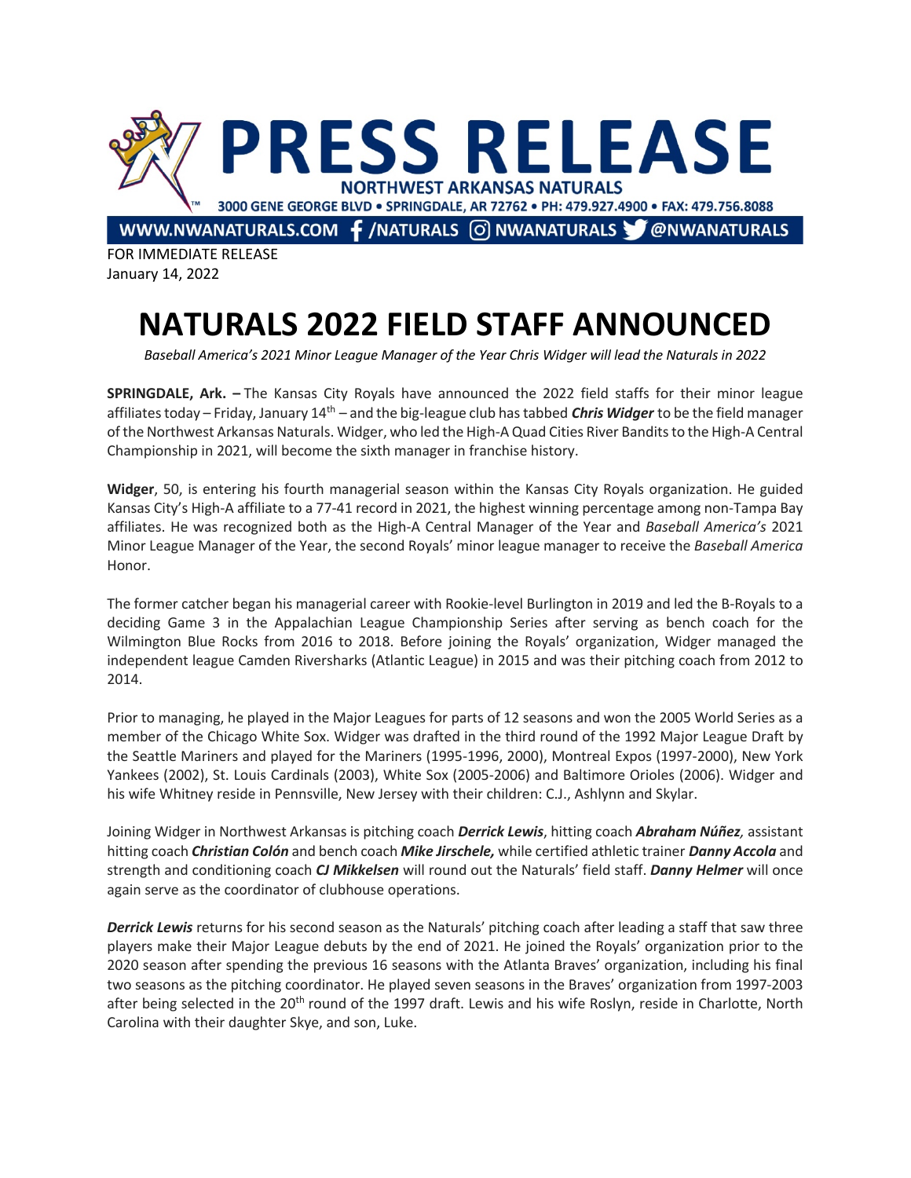# PRESS RELEASE

**NORTHWEST ARKANSAS NATURALS**

3000 GENE GEORGE BLVD • SPRINGDALE, AR 72762 • PH: 479.927.4900 • FAX: 479.756.8088

WWW.NWANATURALS.COM /NATURALS NWANATURALS @NWANATURALS

FOR IMMEDIATE RELEASE
January 14, 2022

# NATURALS 2022 FIELD STAFF ANNOUNCED

*Baseball America's 2021 Minor League Manager of the Year Chris Widger will lead the Naturals in 2022*

**SPRINGDALE, Ark. –** The Kansas City Royals have announced the 2022 field staffs for their minor league affiliates today – Friday, January 14th – and the big-league club has tabbed ***Chris Widger*** to be the field manager of the Northwest Arkansas Naturals. Widger, who led the High-A Quad Cities River Bandits to the High-A Central Championship in 2021, will become the sixth manager in franchise history.

**Widger**, 50, is entering his fourth managerial season within the Kansas City Royals organization. He guided Kansas City's High-A affiliate to a 77-41 record in 2021, the highest winning percentage among non-Tampa Bay affiliates. He was recognized both as the High-A Central Manager of the Year and *Baseball America's* 2021 Minor League Manager of the Year, the second Royals' minor league manager to receive the *Baseball America* Honor.

The former catcher began his managerial career with Rookie-level Burlington in 2019 and led the B-Royals to a deciding Game 3 in the Appalachian League Championship Series after serving as bench coach for the Wilmington Blue Rocks from 2016 to 2018. Before joining the Royals' organization, Widger managed the independent league Camden Riversharks (Atlantic League) in 2015 and was their pitching coach from 2012 to 2014.

Prior to managing, he played in the Major Leagues for parts of 12 seasons and won the 2005 World Series as a member of the Chicago White Sox. Widger was drafted in the third round of the 1992 Major League Draft by the Seattle Mariners and played for the Mariners (1995-1996, 2000), Montreal Expos (1997-2000), New York Yankees (2002), St. Louis Cardinals (2003), White Sox (2005-2006) and Baltimore Orioles (2006). Widger and his wife Whitney reside in Pennsville, New Jersey with their children: C.J., Ashlynn and Skylar.

Joining Widger in Northwest Arkansas is pitching coach ***Derrick Lewis***, hitting coach ***Abraham Núñez,*** assistant hitting coach ***Christian Colón*** and bench coach ***Mike Jirschele,*** while certified athletic trainer ***Danny Accola*** and strength and conditioning coach ***CJ Mikkelsen*** will round out the Naturals' field staff. ***Danny Helmer*** will once again serve as the coordinator of clubhouse operations.

***Derrick Lewis*** returns for his second season as the Naturals' pitching coach after leading a staff that saw three players make their Major League debuts by the end of 2021. He joined the Royals' organization prior to the 2020 season after spending the previous 16 seasons with the Atlanta Braves' organization, including his final two seasons as the pitching coordinator. He played seven seasons in the Braves' organization from 1997-2003 after being selected in the 20th round of the 1997 draft. Lewis and his wife Roslyn, reside in Charlotte, North Carolina with their daughter Skye, and son, Luke.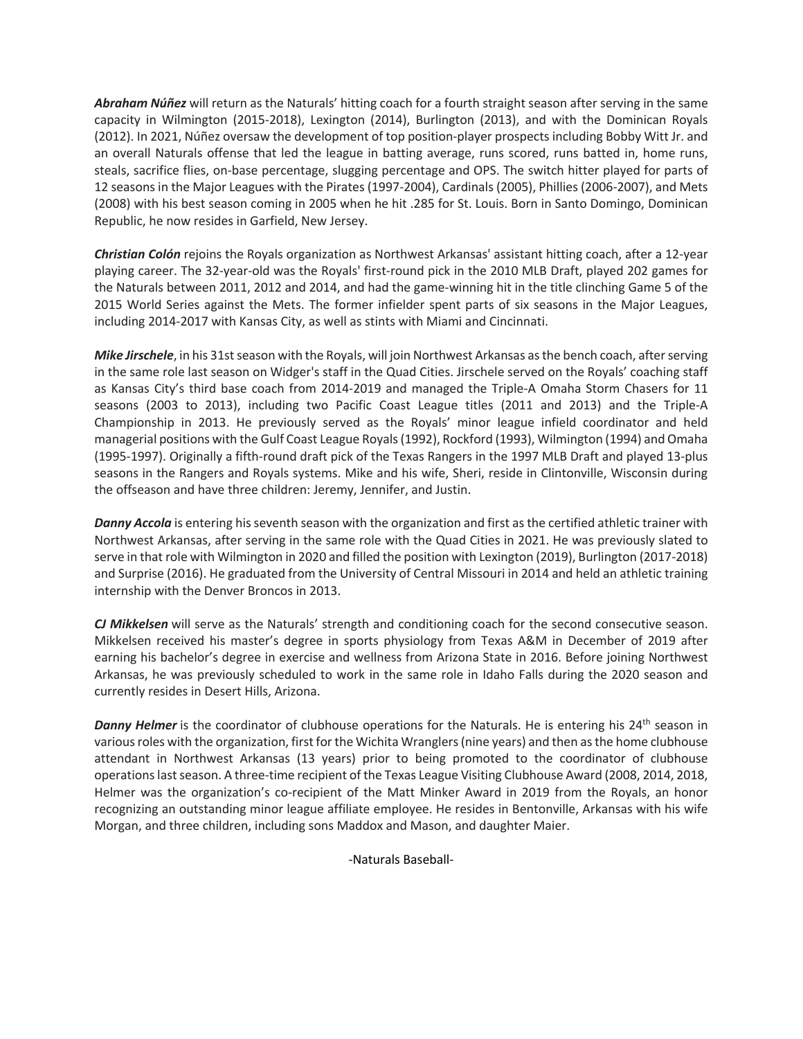***Abraham Núñez*** will return as the Naturals' hitting coach for a fourth straight season after serving in the same capacity in Wilmington (2015-2018), Lexington (2014), Burlington (2013), and with the Dominican Royals (2012). In 2021, Núñez oversaw the development of top position-player prospects including Bobby Witt Jr. and an overall Naturals offense that led the league in batting average, runs scored, runs batted in, home runs, steals, sacrifice flies, on-base percentage, slugging percentage and OPS. The switch hitter played for parts of 12 seasons in the Major Leagues with the Pirates (1997-2004), Cardinals (2005), Phillies (2006-2007), and Mets (2008) with his best season coming in 2005 when he hit .285 for St. Louis. Born in Santo Domingo, Dominican Republic, he now resides in Garfield, New Jersey.

***Christian Colón*** rejoins the Royals organization as Northwest Arkansas' assistant hitting coach, after a 12-year playing career. The 32-year-old was the Royals' first-round pick in the 2010 MLB Draft, played 202 games for the Naturals between 2011, 2012 and 2014, and had the game-winning hit in the title clinching Game 5 of the 2015 World Series against the Mets. The former infielder spent parts of six seasons in the Major Leagues, including 2014-2017 with Kansas City, as well as stints with Miami and Cincinnati.

***Mike Jirschele***, in his 31st season with the Royals, will join Northwest Arkansas as the bench coach, after serving in the same role last season on Widger's staff in the Quad Cities. Jirschele served on the Royals' coaching staff as Kansas City's third base coach from 2014-2019 and managed the Triple-A Omaha Storm Chasers for 11 seasons (2003 to 2013), including two Pacific Coast League titles (2011 and 2013) and the Triple-A Championship in 2013. He previously served as the Royals' minor league infield coordinator and held managerial positions with the Gulf Coast League Royals (1992), Rockford (1993), Wilmington (1994) and Omaha (1995-1997). Originally a fifth-round draft pick of the Texas Rangers in the 1997 MLB Draft and played 13-plus seasons in the Rangers and Royals systems. Mike and his wife, Sheri, reside in Clintonville, Wisconsin during the offseason and have three children: Jeremy, Jennifer, and Justin.

***Danny Accola*** is entering his seventh season with the organization and first as the certified athletic trainer with Northwest Arkansas, after serving in the same role with the Quad Cities in 2021. He was previously slated to serve in that role with Wilmington in 2020 and filled the position with Lexington (2019), Burlington (2017-2018) and Surprise (2016). He graduated from the University of Central Missouri in 2014 and held an athletic training internship with the Denver Broncos in 2013.

***CJ Mikkelsen*** will serve as the Naturals' strength and conditioning coach for the second consecutive season. Mikkelsen received his master's degree in sports physiology from Texas A&M in December of 2019 after earning his bachelor's degree in exercise and wellness from Arizona State in 2016. Before joining Northwest Arkansas, he was previously scheduled to work in the same role in Idaho Falls during the 2020 season and currently resides in Desert Hills, Arizona.

***Danny Helmer*** is the coordinator of clubhouse operations for the Naturals. He is entering his 24th season in various roles with the organization, first for the Wichita Wranglers (nine years) and then as the home clubhouse attendant in Northwest Arkansas (13 years) prior to being promoted to the coordinator of clubhouse operations last season. A three-time recipient of the Texas League Visiting Clubhouse Award (2008, 2014, 2018, Helmer was the organization's co-recipient of the Matt Minker Award in 2019 from the Royals, an honor recognizing an outstanding minor league affiliate employee. He resides in Bentonville, Arkansas with his wife Morgan, and three children, including sons Maddox and Mason, and daughter Maier.

-Naturals Baseball-